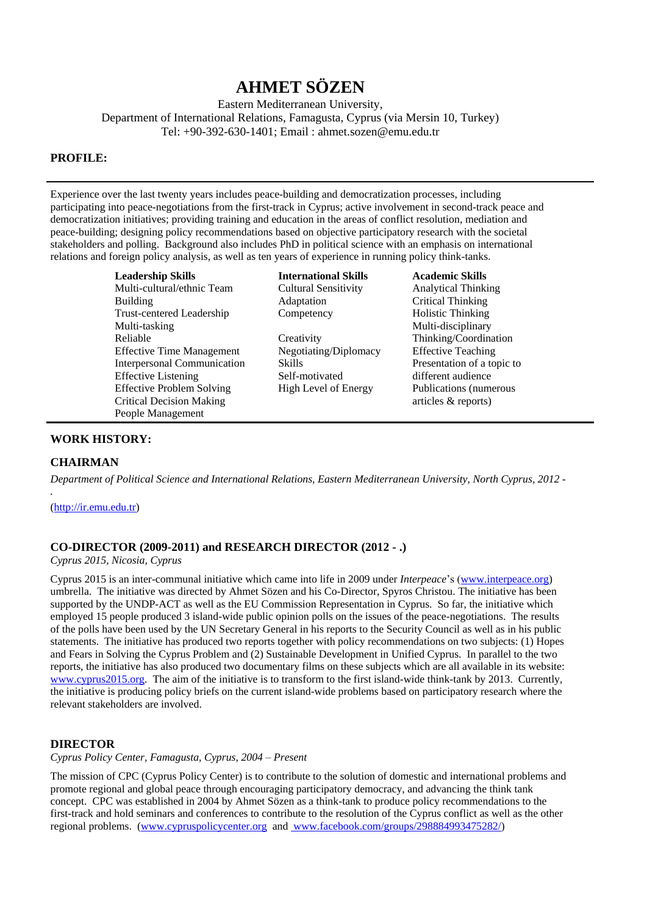# AHMET SÖZEN

Eastern Mediterranean University,
Department of International Relations, Famagusta, Cyprus (via Mersin 10, Turkey)
Tel: +90-392-630-1401; Email : ahmet.sozen@emu.edu.tr

## PROFILE:

---

Experience over the last twenty years includes peace-building and democratization processes, including participating into peace-negotiations from the first-track in Cyprus; active involvement in second-track peace and democratization initiatives; providing training and education in the areas of conflict resolution, mediation and peace-building; designing policy recommendations based on objective participatory research with the societal stakeholders and polling. Background also includes PhD in political science with an emphasis on international relations and foreign policy analysis, as well as ten years of experience in running policy think-tanks.

| Leadership Skills | International Skills | Academic Skills |
|---|---|---|
| Multi-cultural/ethnic Team Building | Cultural Sensitivity | Analytical Thinking |
| Trust-centered Leadership | Adaptation | Critical Thinking |
| Multi-tasking | Competency | Holistic Thinking |
| Reliable | Creativity | Multi-disciplinary Thinking/Coordination |
| Effective Time Management | Negotiating/Diplomacy Skills | Effective Teaching |
| Interpersonal Communication | Self-motivated | Presentation of a topic to different audience |
| Effective Listening | High Level of Energy | Publications (numerous articles & reports) |
| Effective Problem Solving | | |
| Critical Decision Making | | |
| People Management | | |

---

## WORK HISTORY:

### CHAIRMAN

*Department of Political Science and International Relations, Eastern Mediterranean University, North Cyprus, 2012 - .*

(http://ir.emu.edu.tr)

### CO-DIRECTOR (2009-2011) and RESEARCH DIRECTOR (2012 - .)

*Cyprus 2015, Nicosia, Cyprus*

Cyprus 2015 is an inter-communal initiative which came into life in 2009 under *Interpeace*'s (www.interpeace.org) umbrella. The initiative was directed by Ahmet Sözen and his Co-Director, Spyros Christou. The initiative has been supported by the UNDP-ACT as well as the EU Commission Representation in Cyprus. So far, the initiative which employed 15 people produced 3 island-wide public opinion polls on the issues of the peace-negotiations. The results of the polls have been used by the UN Secretary General in his reports to the Security Council as well as in his public statements. The initiative has produced two reports together with policy recommendations on two subjects: (1) Hopes and Fears in Solving the Cyprus Problem and (2) Sustainable Development in Unified Cyprus. In parallel to the two reports, the initiative has also produced two documentary films on these subjects which are all available in its website: www.cyprus2015.org. The aim of the initiative is to transform to the first island-wide think-tank by 2013. Currently, the initiative is producing policy briefs on the current island-wide problems based on participatory research where the relevant stakeholders are involved.

### DIRECTOR

*Cyprus Policy Center, Famagusta, Cyprus, 2004 – Present*

The mission of CPC (Cyprus Policy Center) is to contribute to the solution of domestic and international problems and promote regional and global peace through encouraging participatory democracy, and advancing the think tank concept. CPC was established in 2004 by Ahmet Sözen as a think-tank to produce policy recommendations to the first-track and hold seminars and conferences to contribute to the resolution of the Cyprus conflict as well as the other regional problems. (www.cypruspolicycenter.org and www.facebook.com/groups/298884993475282/)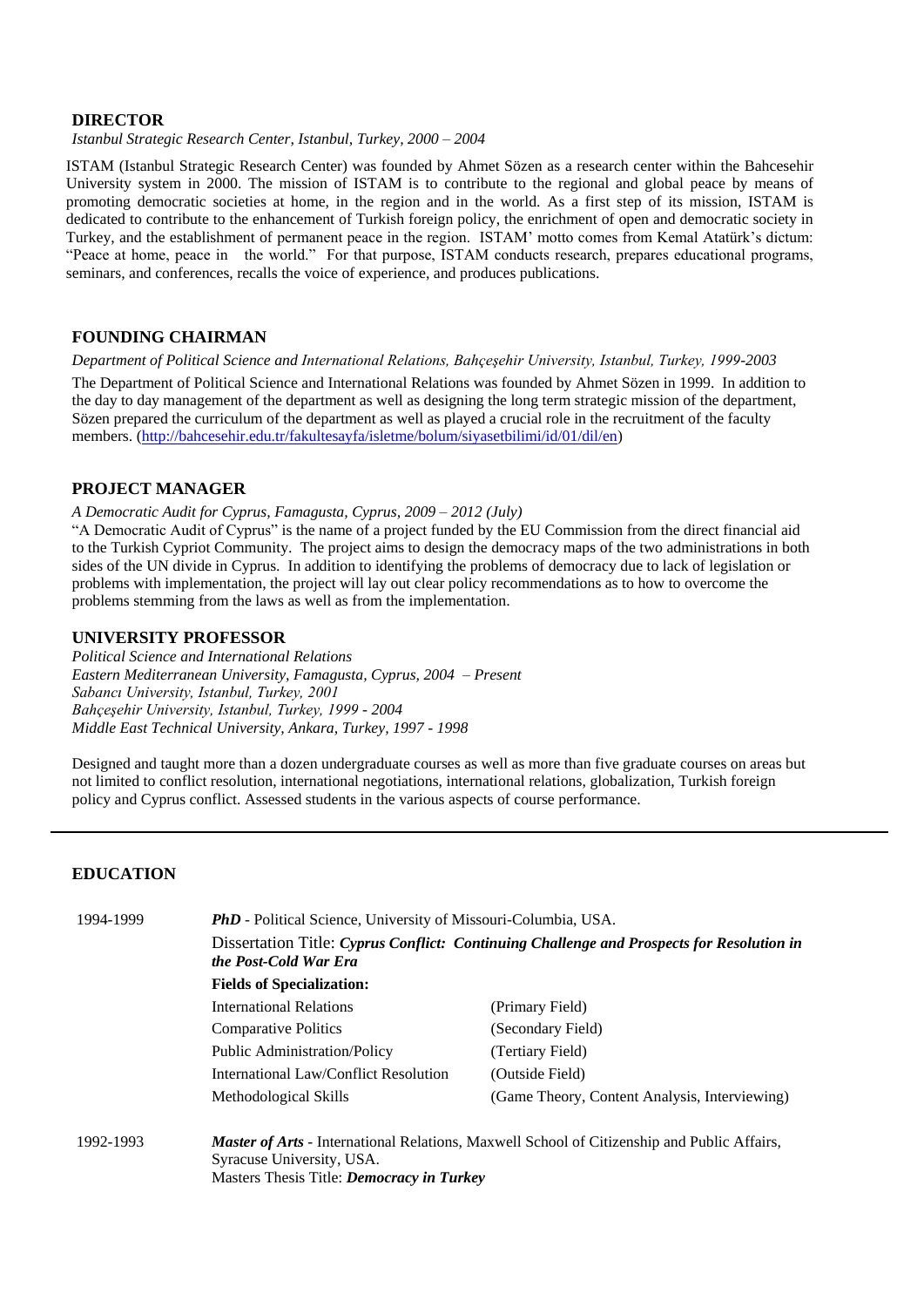### DIRECTOR

*Istanbul Strategic Research Center, Istanbul, Turkey, 2000 – 2004*

ISTAM (Istanbul Strategic Research Center) was founded by Ahmet Sözen as a research center within the Bahcesehir University system in 2000. The mission of ISTAM is to contribute to the regional and global peace by means of promoting democratic societies at home, in the region and in the world. As a first step of its mission, ISTAM is dedicated to contribute to the enhancement of Turkish foreign policy, the enrichment of open and democratic society in Turkey, and the establishment of permanent peace in the region. ISTAM' motto comes from Kemal Atatürk's dictum: "Peace at home, peace in the world." For that purpose, ISTAM conducts research, prepares educational programs, seminars, and conferences, recalls the voice of experience, and produces publications.

### FOUNDING CHAIRMAN

*Department of Political Science and International Relations, Bahçeşehir University, Istanbul, Turkey, 1999-2003*

The Department of Political Science and International Relations was founded by Ahmet Sözen in 1999. In addition to the day to day management of the department as well as designing the long term strategic mission of the department, Sözen prepared the curriculum of the department as well as played a crucial role in the recruitment of the faculty members. (http://bahcesehir.edu.tr/fakultesayfa/isletme/bolum/siyasetbilimi/id/01/dil/en)

### PROJECT MANAGER

*A Democratic Audit for Cyprus, Famagusta, Cyprus, 2009 – 2012 (July)*

"A Democratic Audit of Cyprus" is the name of a project funded by the EU Commission from the direct financial aid to the Turkish Cypriot Community. The project aims to design the democracy maps of the two administrations in both sides of the UN divide in Cyprus. In addition to identifying the problems of democracy due to lack of legislation or problems with implementation, the project will lay out clear policy recommendations as to how to overcome the problems stemming from the laws as well as from the implementation.

### UNIVERSITY PROFESSOR

*Political Science and International Relations*
*Eastern Mediterranean University, Famagusta, Cyprus, 2004 – Present*
*Sabancı University, Istanbul, Turkey, 2001*
*Bahçeşehir University, Istanbul, Turkey, 1999 - 2004*
*Middle East Technical University, Ankara, Turkey, 1997 - 1998*

Designed and taught more than a dozen undergraduate courses as well as more than five graduate courses on areas but not limited to conflict resolution, international negotiations, international relations, globalization, Turkish foreign policy and Cyprus conflict. Assessed students in the various aspects of course performance.

---

## EDUCATION

**1994-1999** — ***PhD*** - Political Science, University of Missouri-Columbia, USA.

Dissertation Title: ***Cyprus Conflict: Continuing Challenge and Prospects for Resolution in the Post-Cold War Era***

**Fields of Specialization:**

| Field | Type |
|---|---|
| International Relations | (Primary Field) |
| Comparative Politics | (Secondary Field) |
| Public Administration/Policy | (Tertiary Field) |
| International Law/Conflict Resolution | (Outside Field) |
| Methodological Skills | (Game Theory, Content Analysis, Interviewing) |

**1992-1993** — ***Master of Arts*** - International Relations, Maxwell School of Citizenship and Public Affairs, Syracuse University, USA.
Masters Thesis Title: ***Democracy in Turkey***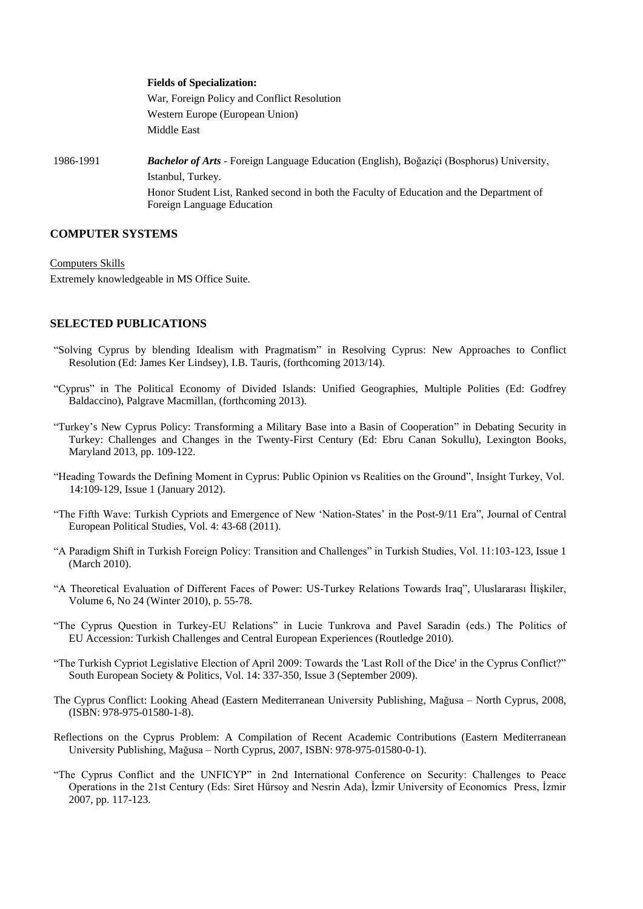**Fields of Specialization:**

War, Foreign Policy and Conflict Resolution

Western Europe (European Union)

Middle East

1986-1991 ***Bachelor of Arts*** - Foreign Language Education (English), Boğaziçi (Bosphorus) University, Istanbul, Turkey.

Honor Student List, Ranked second in both the Faculty of Education and the Department of Foreign Language Education

## COMPUTER SYSTEMS

Computers Skills

Extremely knowledgeable in MS Office Suite.

## SELECTED PUBLICATIONS

"Solving Cyprus by blending Idealism with Pragmatism" in Resolving Cyprus: New Approaches to Conflict Resolution (Ed: James Ker Lindsey), I.B. Tauris, (forthcoming 2013/14).

"Cyprus" in The Political Economy of Divided Islands: Unified Geographies, Multiple Polities (Ed: Godfrey Baldaccino), Palgrave Macmillan, (forthcoming 2013).

"Turkey's New Cyprus Policy: Transforming a Military Base into a Basin of Cooperation" in Debating Security in Turkey: Challenges and Changes in the Twenty-First Century (Ed: Ebru Canan Sokullu), Lexington Books, Maryland 2013, pp. 109-122.

"Heading Towards the Defining Moment in Cyprus: Public Opinion vs Realities on the Ground", Insight Turkey, Vol. 14:109-129, Issue 1 (January 2012).

"The Fifth Wave: Turkish Cypriots and Emergence of New 'Nation-States' in the Post-9/11 Era", Journal of Central European Political Studies, Vol. 4: 43-68 (2011).

"A Paradigm Shift in Turkish Foreign Policy: Transition and Challenges" in Turkish Studies, Vol. 11:103-123, Issue 1 (March 2010).

"A Theoretical Evaluation of Different Faces of Power: US-Turkey Relations Towards Iraq", Uluslararası İlişkiler, Volume 6, No 24 (Winter 2010), p. 55-78.

"The Cyprus Question in Turkey-EU Relations" in Lucie Tunkrova and Pavel Saradin (eds.) The Politics of EU Accession: Turkish Challenges and Central European Experiences (Routledge 2010).

"The Turkish Cypriot Legislative Election of April 2009: Towards the 'Last Roll of the Dice' in the Cyprus Conflict?" South European Society & Politics, Vol. 14: 337-350, Issue 3 (September 2009).

The Cyprus Conflict: Looking Ahead (Eastern Mediterranean University Publishing, Mağusa – North Cyprus, 2008, (ISBN: 978-975-01580-1-8).

Reflections on the Cyprus Problem: A Compilation of Recent Academic Contributions (Eastern Mediterranean University Publishing, Mağusa – North Cyprus, 2007, ISBN: 978-975-01580-0-1).

"The Cyprus Conflict and the UNFICYP" in 2nd International Conference on Security: Challenges to Peace Operations in the 21st Century (Eds: Siret Hürsoy and Nesrin Ada), İzmir University of Economics Press, İzmir 2007, pp. 117-123.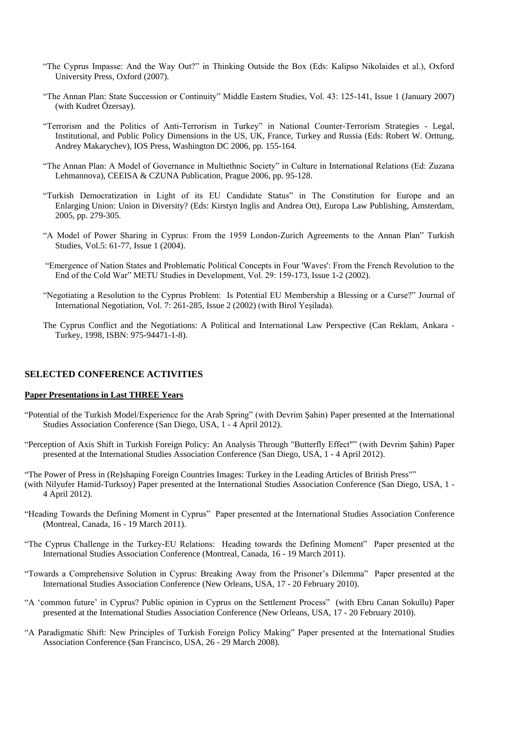"The Cyprus Impasse: And the Way Out?" in Thinking Outside the Box (Eds: Kalipso Nikolaides et al.), Oxford University Press, Oxford (2007).

"The Annan Plan: State Succession or Continuity" Middle Eastern Studies, Vol. 43: 125-141, Issue 1 (January 2007) (with Kudret Özersay).

"Terrorism and the Politics of Anti-Terrorism in Turkey" in National Counter-Terrorism Strategies - Legal, Institutional, and Public Policy Dimensions in the US, UK, France, Turkey and Russia (Eds: Robert W. Orttung, Andrey Makarychev), IOS Press, Washington DC 2006, pp. 155-164.

"The Annan Plan: A Model of Governance in Multiethnic Society" in Culture in International Relations (Ed: Zuzana Lehmannova), CEEISA & CZUNA Publication, Prague 2006, pp. 95-128.

"Turkish Democratization in Light of its EU Candidate Status" in The Constitution for Europe and an Enlarging Union: Union in Diversity? (Eds: Kirstyn Inglis and Andrea Ott), Europa Law Publishing, Amsterdam, 2005, pp. 279-305.

"A Model of Power Sharing in Cyprus: From the 1959 London-Zurich Agreements to the Annan Plan" Turkish Studies, Vol.5: 61-77, Issue 1 (2004).

"Emergence of Nation States and Problematic Political Concepts in Four 'Waves': From the French Revolution to the End of the Cold War" METU Studies in Development, Vol. 29: 159-173, Issue 1-2 (2002).

"Negotiating a Resolution to the Cyprus Problem: Is Potential EU Membership a Blessing or a Curse?" Journal of International Negotiation, Vol. 7: 261-285, Issue 2 (2002) (with Birol Yeşilada).

The Cyprus Conflict and the Negotiations: A Political and International Law Perspective (Can Reklam, Ankara - Turkey, 1998, ISBN: 975-94471-1-8).

## SELECTED CONFERENCE ACTIVITIES

**Paper Presentations in Last THREE Years**

"Potential of the Turkish Model/Experience for the Arab Spring" (with Devrim Şahin) Paper presented at the International Studies Association Conference (San Diego, USA, 1 - 4 April 2012).

"Perception of Axis Shift in Turkish Foreign Policy: An Analysis Through "Butterfly Effect"" (with Devrim Şahin) Paper presented at the International Studies Association Conference (San Diego, USA, 1 - 4 April 2012).

"The Power of Press in (Re)shaping Foreign Countries Images: Turkey in the Leading Articles of British Press"" (with Nilyufer Hamid-Turksoy) Paper presented at the International Studies Association Conference (San Diego, USA, 1 - 4 April 2012).

"Heading Towards the Defining Moment in Cyprus" Paper presented at the International Studies Association Conference (Montreal, Canada, 16 - 19 March 2011).

"The Cyprus Challenge in the Turkey-EU Relations: Heading towards the Defining Moment" Paper presented at the International Studies Association Conference (Montreal, Canada, 16 - 19 March 2011).

"Towards a Comprehensive Solution in Cyprus: Breaking Away from the Prisoner's Dilemma" Paper presented at the International Studies Association Conference (New Orleans, USA, 17 - 20 February 2010).

"A 'common future' in Cyprus? Public opinion in Cyprus on the Settlement Process" (with Ebru Canan Sokullu) Paper presented at the International Studies Association Conference (New Orleans, USA, 17 - 20 February 2010).

"A Paradigmatic Shift: New Principles of Turkish Foreign Policy Making" Paper presented at the International Studies Association Conference (San Francisco, USA, 26 - 29 March 2008).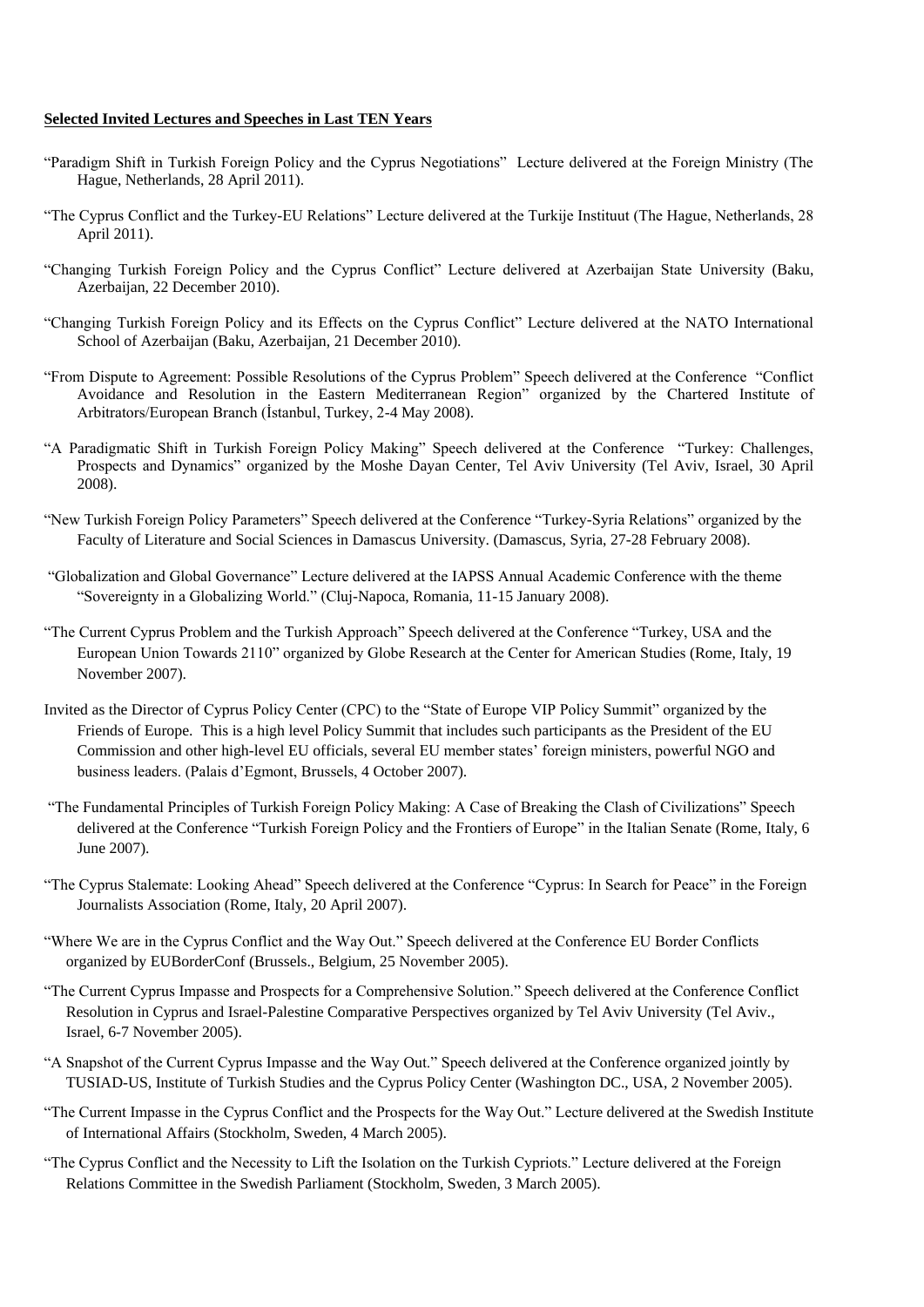**Selected Invited Lectures and Speeches in Last TEN Years**

"Paradigm Shift in Turkish Foreign Policy and the Cyprus Negotiations" Lecture delivered at the Foreign Ministry (The Hague, Netherlands, 28 April 2011).

"The Cyprus Conflict and the Turkey-EU Relations" Lecture delivered at the Turkije Instituut (The Hague, Netherlands, 28 April 2011).

"Changing Turkish Foreign Policy and the Cyprus Conflict" Lecture delivered at Azerbaijan State University (Baku, Azerbaijan, 22 December 2010).

"Changing Turkish Foreign Policy and its Effects on the Cyprus Conflict" Lecture delivered at the NATO International School of Azerbaijan (Baku, Azerbaijan, 21 December 2010).

"From Dispute to Agreement: Possible Resolutions of the Cyprus Problem" Speech delivered at the Conference "Conflict Avoidance and Resolution in the Eastern Mediterranean Region" organized by the Chartered Institute of Arbitrators/European Branch (İstanbul, Turkey, 2-4 May 2008).

"A Paradigmatic Shift in Turkish Foreign Policy Making" Speech delivered at the Conference "Turkey: Challenges, Prospects and Dynamics" organized by the Moshe Dayan Center, Tel Aviv University (Tel Aviv, Israel, 30 April 2008).

"New Turkish Foreign Policy Parameters" Speech delivered at the Conference "Turkey-Syria Relations" organized by the Faculty of Literature and Social Sciences in Damascus University. (Damascus, Syria, 27-28 February 2008).

"Globalization and Global Governance" Lecture delivered at the IAPSS Annual Academic Conference with the theme "Sovereignty in a Globalizing World." (Cluj-Napoca, Romania, 11-15 January 2008).

"The Current Cyprus Problem and the Turkish Approach" Speech delivered at the Conference "Turkey, USA and the European Union Towards 2110" organized by Globe Research at the Center for American Studies (Rome, Italy, 19 November 2007).

Invited as the Director of Cyprus Policy Center (CPC) to the "State of Europe VIP Policy Summit" organized by the Friends of Europe. This is a high level Policy Summit that includes such participants as the President of the EU Commission and other high-level EU officials, several EU member states' foreign ministers, powerful NGO and business leaders. (Palais d'Egmont, Brussels, 4 October 2007).

"The Fundamental Principles of Turkish Foreign Policy Making: A Case of Breaking the Clash of Civilizations" Speech delivered at the Conference "Turkish Foreign Policy and the Frontiers of Europe" in the Italian Senate (Rome, Italy, 6 June 2007).

"The Cyprus Stalemate: Looking Ahead" Speech delivered at the Conference "Cyprus: In Search for Peace" in the Foreign Journalists Association (Rome, Italy, 20 April 2007).

"Where We are in the Cyprus Conflict and the Way Out." Speech delivered at the Conference EU Border Conflicts organized by EUBorderConf (Brussels., Belgium, 25 November 2005).

"The Current Cyprus Impasse and Prospects for a Comprehensive Solution." Speech delivered at the Conference Conflict Resolution in Cyprus and Israel-Palestine Comparative Perspectives organized by Tel Aviv University (Tel Aviv., Israel, 6-7 November 2005).

"A Snapshot of the Current Cyprus Impasse and the Way Out." Speech delivered at the Conference organized jointly by TUSIAD-US, Institute of Turkish Studies and the Cyprus Policy Center (Washington DC., USA, 2 November 2005).

"The Current Impasse in the Cyprus Conflict and the Prospects for the Way Out." Lecture delivered at the Swedish Institute of International Affairs (Stockholm, Sweden, 4 March 2005).

"The Cyprus Conflict and the Necessity to Lift the Isolation on the Turkish Cypriots." Lecture delivered at the Foreign Relations Committee in the Swedish Parliament (Stockholm, Sweden, 3 March 2005).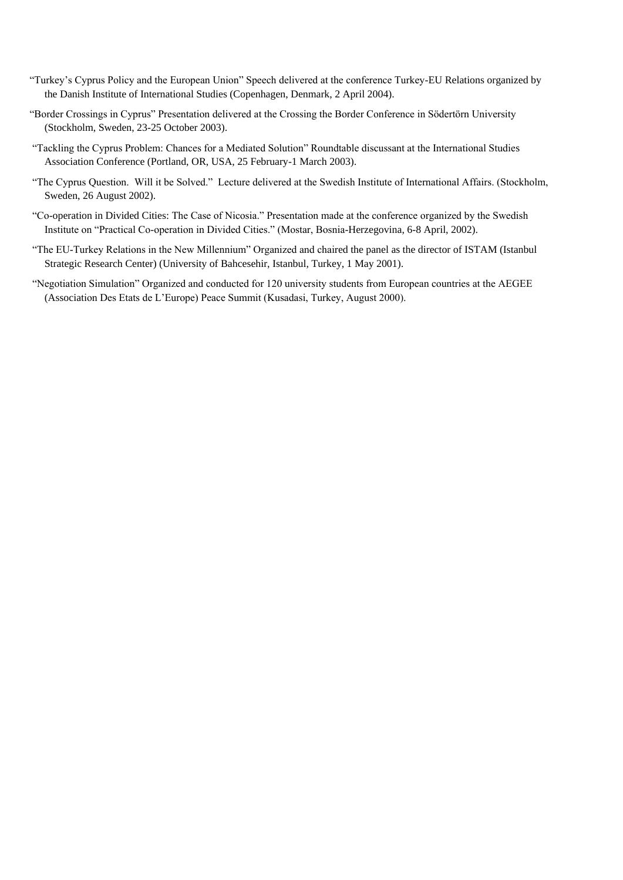"Turkey's Cyprus Policy and the European Union" Speech delivered at the conference Turkey-EU Relations organized by the Danish Institute of International Studies (Copenhagen, Denmark, 2 April 2004).

"Border Crossings in Cyprus" Presentation delivered at the Crossing the Border Conference in Södertörn University (Stockholm, Sweden, 23-25 October 2003).

"Tackling the Cyprus Problem: Chances for a Mediated Solution" Roundtable discussant at the International Studies Association Conference (Portland, OR, USA, 25 February-1 March 2003).

"The Cyprus Question. Will it be Solved." Lecture delivered at the Swedish Institute of International Affairs. (Stockholm, Sweden, 26 August 2002).

"Co-operation in Divided Cities: The Case of Nicosia." Presentation made at the conference organized by the Swedish Institute on "Practical Co-operation in Divided Cities." (Mostar, Bosnia-Herzegovina, 6-8 April, 2002).

"The EU-Turkey Relations in the New Millennium" Organized and chaired the panel as the director of ISTAM (Istanbul Strategic Research Center) (University of Bahcesehir, Istanbul, Turkey, 1 May 2001).

"Negotiation Simulation" Organized and conducted for 120 university students from European countries at the AEGEE (Association Des Etats de L'Europe) Peace Summit (Kusadasi, Turkey, August 2000).